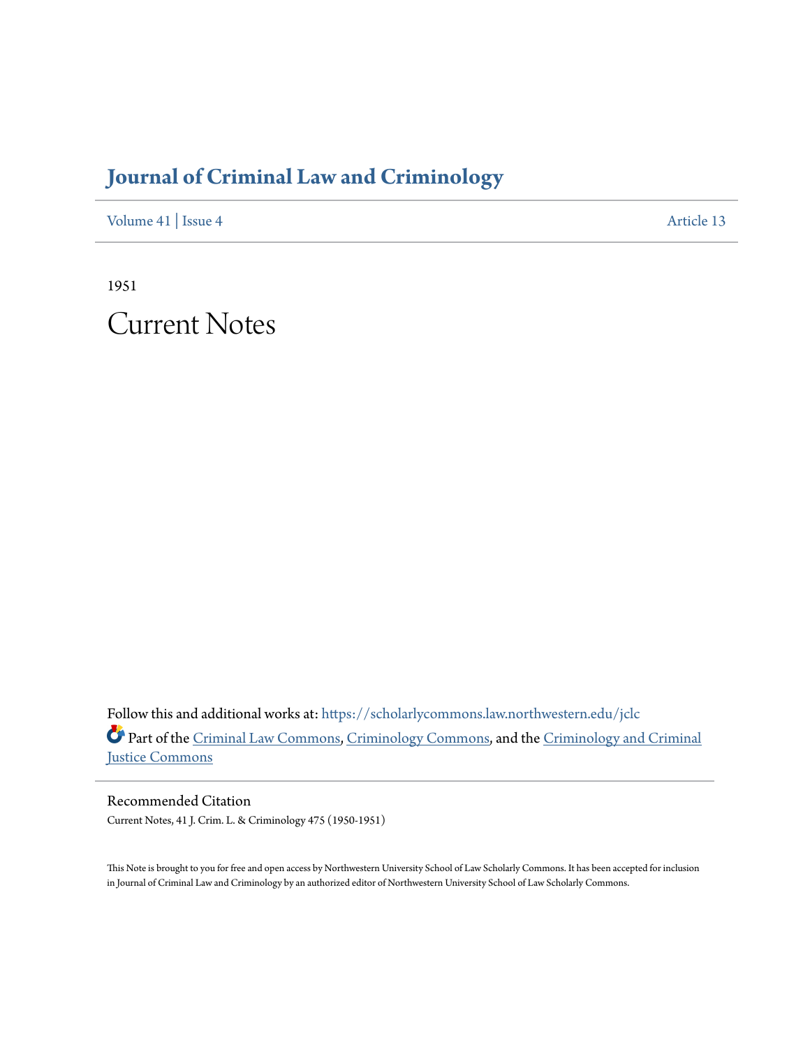# Journal of Criminal Law and Criminology

Volume 41 | Issue 4 Article 13

1951

# Current Notes

Follow this and additional works at: https://scholarlycommons.law.northwestern.edu/jclc

Part of the Criminal Law Commons, Criminology Commons, and the Criminology and Criminal Justice Commons

## Recommended Citation

Current Notes, 41 J. Crim. L. & Criminology 475 (1950-1951)

This Note is brought to you for free and open access by Northwestern University School of Law Scholarly Commons. It has been accepted for inclusion in Journal of Criminal Law and Criminology by an authorized editor of Northwestern University School of Law Scholarly Commons.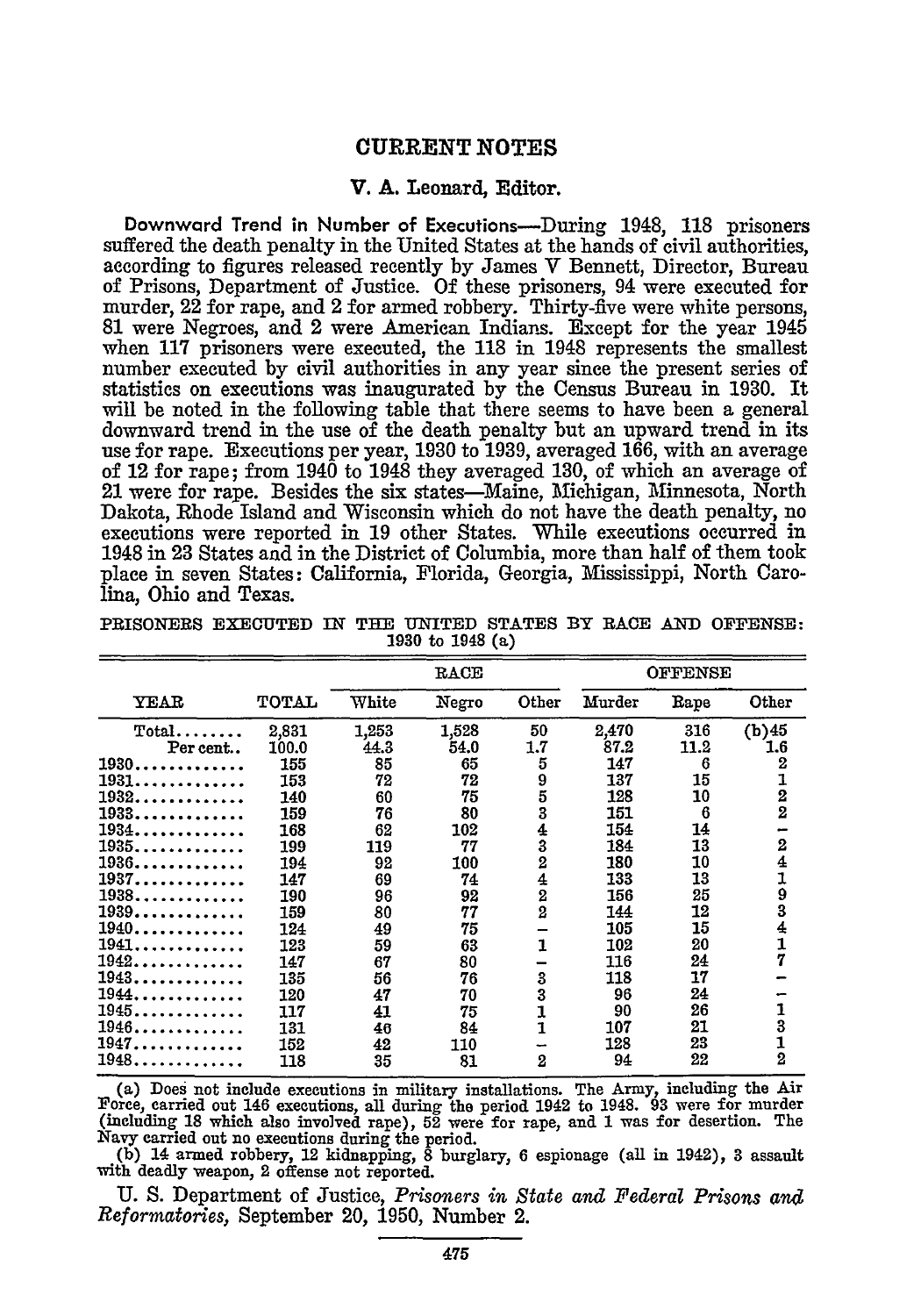## CURRENT NOTES

### V. A. Leonard, Editor.

**Downward Trend in Number of Executions**—During 1948, 118 prisoners suffered the death penalty in the United States at the hands of civil authorities, according to figures released recently by James V Bennett, Director, Bureau of Prisons, Department of Justice. Of these prisoners, 94 were executed for murder, 22 for rape, and 2 for armed robbery. Thirty-five were white persons, 81 were Negroes, and 2 were American Indians. Except for the year 1945 when 117 prisoners were executed, the 118 in 1948 represents the smallest number executed by civil authorities in any year since the present series of statistics on executions was inaugurated by the Census Bureau in 1930. It will be noted in the following table that there seems to have been a general downward trend in the use of the death penalty but an upward trend in its use for rape. Executions per year, 1930 to 1939, averaged 166, with an average of 12 for rape; from 1940 to 1948 they averaged 130, of which an average of 21 were for rape. Besides the six states—Maine, Michigan, Minnesota, North Dakota, Rhode Island and Wisconsin which do not have the death penalty, no executions were reported in 19 other States. While executions occurred in 1948 in 23 States and in the District of Columbia, more than half of them took place in seven States: California, Florida, Georgia, Mississippi, North Carolina, Ohio and Texas.

PRISONERS EXECUTED IN THE UNITED STATES BY RACE AND OFFENSE: 1930 to 1948 (a)

| YEAR | TOTAL | RACE | | | OFFENSE | | |
|---|---|---|---|---|---|---|---|
| | | White | Negro | Other | Murder | Rape | Other |
| Total........ | 2,831 | 1,253 | 1,528 | 50 | 2,470 | 316 | (b)45 |
| Per cent.. | 100.0 | 44.3 | 54.0 | 1.7 | 87.2 | 11.2 | 1.6 |
| 1930 | 155 | 85 | 65 | 5 | 147 | 6 | 2 |
| 1931 | 153 | 72 | 72 | 9 | 137 | 15 | 1 |
| 1932 | 140 | 60 | 75 | 5 | 128 | 10 | 2 |
| 1933 | 159 | 76 | 80 | 3 | 151 | 6 | 2 |
| 1934 | 168 | 62 | 102 | 4 | 154 | 14 | – |
| 1935 | 199 | 119 | 77 | 3 | 184 | 13 | 2 |
| 1936 | 194 | 92 | 100 | 2 | 180 | 10 | 4 |
| 1937 | 147 | 69 | 74 | 4 | 133 | 13 | 1 |
| 1938 | 190 | 96 | 92 | 2 | 156 | 25 | 9 |
| 1939 | 159 | 80 | 77 | 2 | 144 | 12 | 3 |
| 1940 | 124 | 49 | 75 | – | 105 | 15 | 4 |
| 1941 | 123 | 59 | 63 | 1 | 102 | 20 | 1 |
| 1942 | 147 | 67 | 80 | – | 116 | 24 | 7 |
| 1943 | 135 | 56 | 76 | 3 | 118 | 17 | – |
| 1944 | 120 | 47 | 70 | 3 | 96 | 24 | – |
| 1945 | 117 | 41 | 75 | 1 | 90 | 26 | 1 |
| 1946 | 131 | 46 | 84 | 1 | 107 | 21 | 3 |
| 1947 | 152 | 42 | 110 | – | 128 | 23 | 1 |
| 1948 | 118 | 35 | 81 | 2 | 94 | 22 | 2 |

(a) Does not include executions in military installations. The Army, including the Air Force, carried out 146 executions, all during the period 1942 to 1948. 93 were for murder (including 18 which also involved rape), 52 were for rape, and 1 was for desertion. The Navy carried out no executions during the period.

(b) 14 armed robbery, 12 kidnapping, 8 burglary, 6 espionage (all in 1942), 3 assault with deadly weapon, 2 offense not reported.

U. S. Department of Justice, *Prisoners in State and Federal Prisons and Reformatories,* September 20, 1950, Number 2.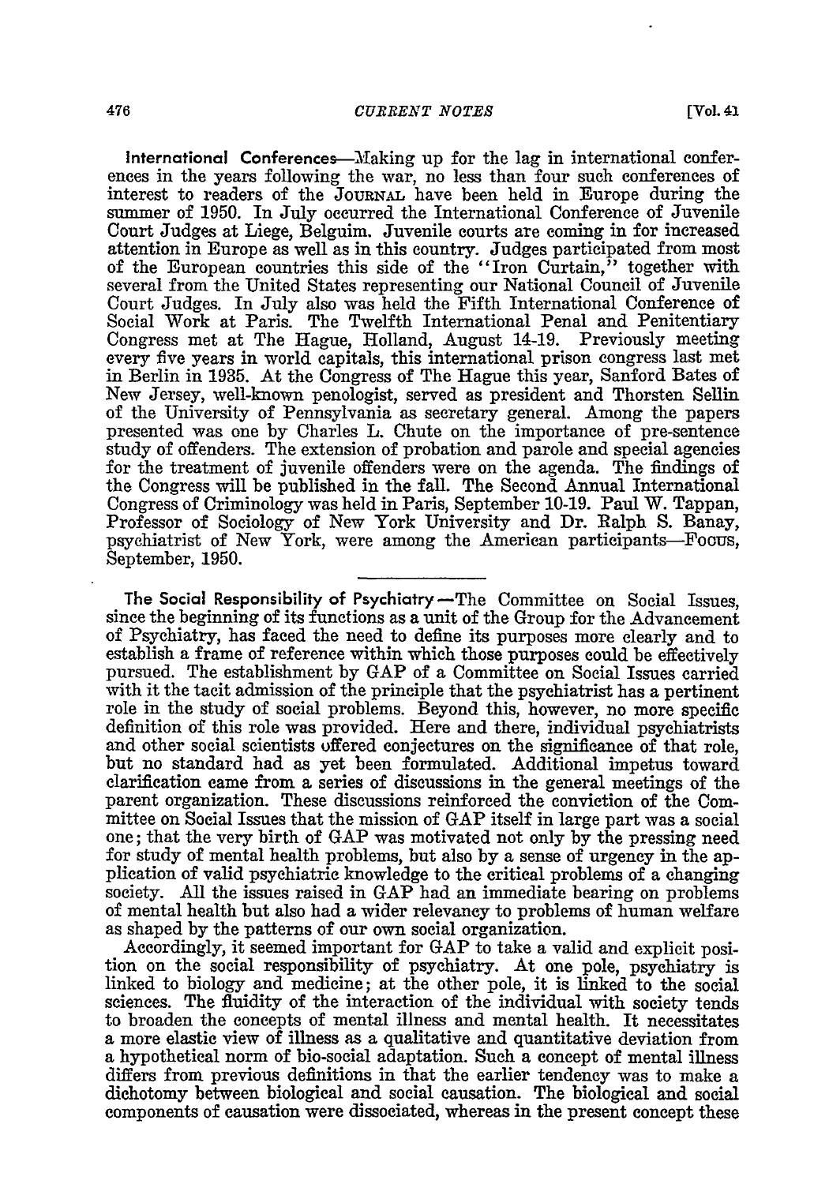**International Conferences**—Making up for the lag in international conferences in the years following the war, no less than four such conferences of interest to readers of the JOURNAL have been held in Europe during the summer of 1950. In July occurred the International Conference of Juvenile Court Judges at Liege, Belguim. Juvenile courts are coming in for increased attention in Europe as well as in this country. Judges participated from most of the European countries this side of the "Iron Curtain," together with several from the United States representing our National Council of Juvenile Court Judges. In July also was held the Fifth International Conference of Social Work at Paris. The Twelfth International Penal and Penitentiary Congress met at The Hague, Holland, August 14-19. Previously meeting every five years in world capitals, this international prison congress last met in Berlin in 1935. At the Congress of The Hague this year, Sanford Bates of New Jersey, well-known penologist, served as president and Thorsten Sellin of the University of Pennsylvania as secretary general. Among the papers presented was one by Charles L. Chute on the importance of pre-sentence study of offenders. The extension of probation and parole and special agencies for the treatment of juvenile offenders were on the agenda. The findings of the Congress will be published in the fall. The Second Annual International Congress of Criminology was held in Paris, September 10-19. Paul W. Tappan, Professor of Sociology of New York University and Dr. Ralph S. Banay, psychiatrist of New York, were among the American participants—FOCUS, September, 1950.

---

**The Social Responsibility of Psychiatry**—The Committee on Social Issues, since the beginning of its functions as a unit of the Group for the Advancement of Psychiatry, has faced the need to define its purposes more clearly and to establish a frame of reference within which those purposes could be effectively pursued. The establishment by GAP of a Committee on Social Issues carried with it the tacit admission of the principle that the psychiatrist has a pertinent role in the study of social problems. Beyond this, however, no more specific definition of this role was provided. Here and there, individual psychiatrists and other social scientists offered conjectures on the significance of that role, but no standard had as yet been formulated. Additional impetus toward clarification came from a series of discussions in the general meetings of the parent organization. These discussions reinforced the conviction of the Committee on Social Issues that the mission of GAP itself in large part was a social one; that the very birth of GAP was motivated not only by the pressing need for study of mental health problems, but also by a sense of urgency in the application of valid psychiatric knowledge to the critical problems of a changing society. All the issues raised in GAP had an immediate bearing on problems of mental health but also had a wider relevancy to problems of human welfare as shaped by the patterns of our own social organization.

Accordingly, it seemed important for GAP to take a valid and explicit position on the social responsibility of psychiatry. At one pole, psychiatry is linked to biology and medicine; at the other pole, it is linked to the social sciences. The fluidity of the interaction of the individual with society tends to broaden the concepts of mental illness and mental health. It necessitates a more elastic view of illness as a qualitative and quantitative deviation from a hypothetical norm of bio-social adaptation. Such a concept of mental illness differs from previous definitions in that the earlier tendency was to make a dichotomy between biological and social causation. The biological and social components of causation were dissociated, whereas in the present concept these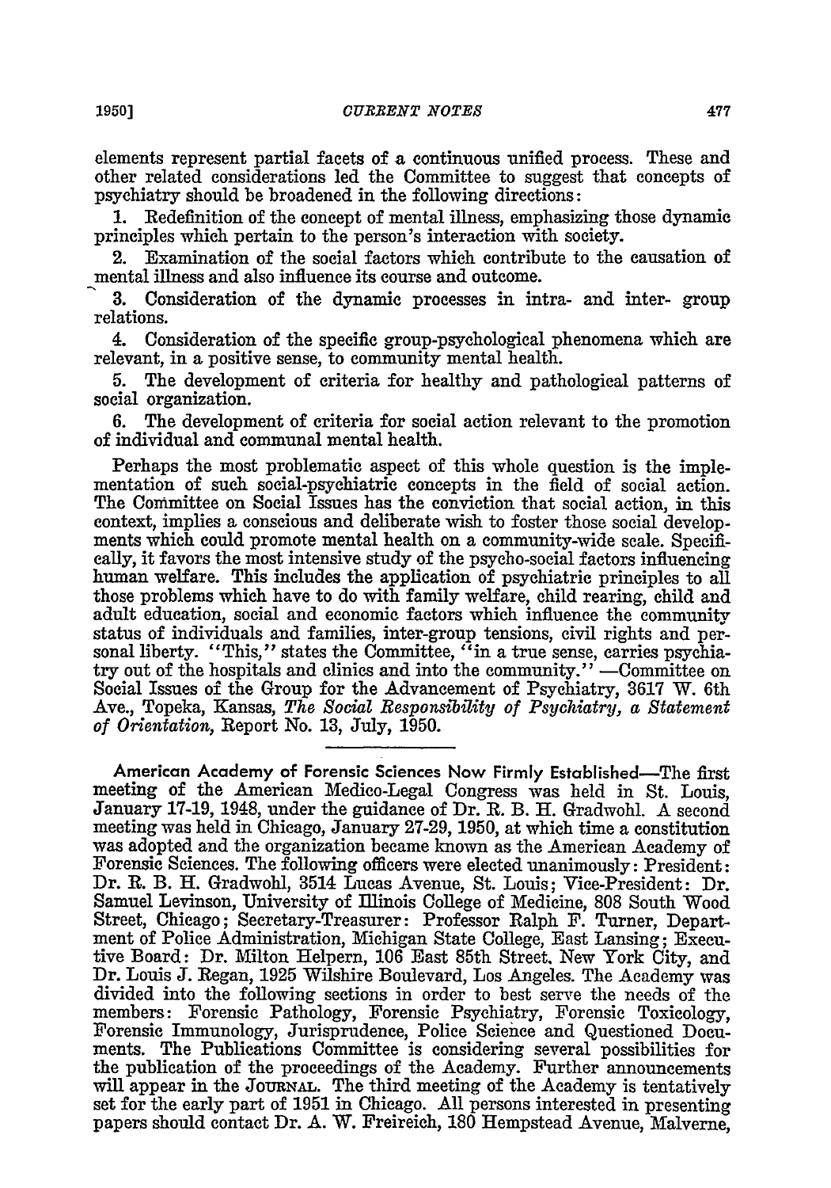elements represent partial facets of a continuous unified process. These and other related considerations led the Committee to suggest that concepts of psychiatry should be broadened in the following directions:

1. Redefinition of the concept of mental illness, emphasizing those dynamic principles which pertain to the person's interaction with society.
2. Examination of the social factors which contribute to the causation of mental illness and also influence its course and outcome.
3. Consideration of the dynamic processes in intra- and inter- group relations.
4. Consideration of the specific group-psychological phenomena which are relevant, in a positive sense, to community mental health.
5. The development of criteria for healthy and pathological patterns of social organization.
6. The development of criteria for social action relevant to the promotion of individual and communal mental health.

Perhaps the most problematic aspect of this whole question is the implementation of such social-psychiatric concepts in the field of social action. The Committee on Social Issues has the conviction that social action, in this context, implies a conscious and deliberate wish to foster those social developments which could promote mental health on a community-wide scale. Specifically, it favors the most intensive study of the psycho-social factors influencing human welfare. This includes the application of psychiatric principles to all those problems which have to do with family welfare, child rearing, child and adult education, social and economic factors which influence the community status of individuals and families, inter-group tensions, civil rights and personal liberty. "This," states the Committee, "in a true sense, carries psychiatry out of the hospitals and clinics and into the community." —Committee on Social Issues of the Group for the Advancement of Psychiatry, 3617 W. 6th Ave., Topeka, Kansas, *The Social Responsibility of Psychiatry, a Statement of Orientation*, Report No. 13, July, 1950.

---

**American Academy of Forensic Sciences Now Firmly Established**—The first meeting of the American Medico-Legal Congress was held in St. Louis, January 17-19, 1948, under the guidance of Dr. R. B. H. Gradwohl. A second meeting was held in Chicago, January 27-29, 1950, at which time a constitution was adopted and the organization became known as the American Academy of Forensic Sciences. The following officers were elected unanimously: President: Dr. R. B. H. Gradwohl, 3514 Lucas Avenue, St. Louis; Vice-President: Dr. Samuel Levinson, University of Illinois College of Medicine, 808 South Wood Street, Chicago; Secretary-Treasurer: Professor Ralph F. Turner, Department of Police Administration, Michigan State College, East Lansing; Executive Board: Dr. Milton Helpern, 106 East 85th Street, New York City, and Dr. Louis J. Regan, 1925 Wilshire Boulevard, Los Angeles. The Academy was divided into the following sections in order to best serve the needs of the members: Forensic Pathology, Forensic Psychiatry, Forensic Toxicology, Forensic Immunology, Jurisprudence, Police Science and Questioned Documents. The Publications Committee is considering several possibilities for the publication of the proceedings of the Academy. Further announcements will appear in the JOURNAL. The third meeting of the Academy is tentatively set for the early part of 1951 in Chicago. All persons interested in presenting papers should contact Dr. A. W. Freireich, 180 Hempstead Avenue, Malverne,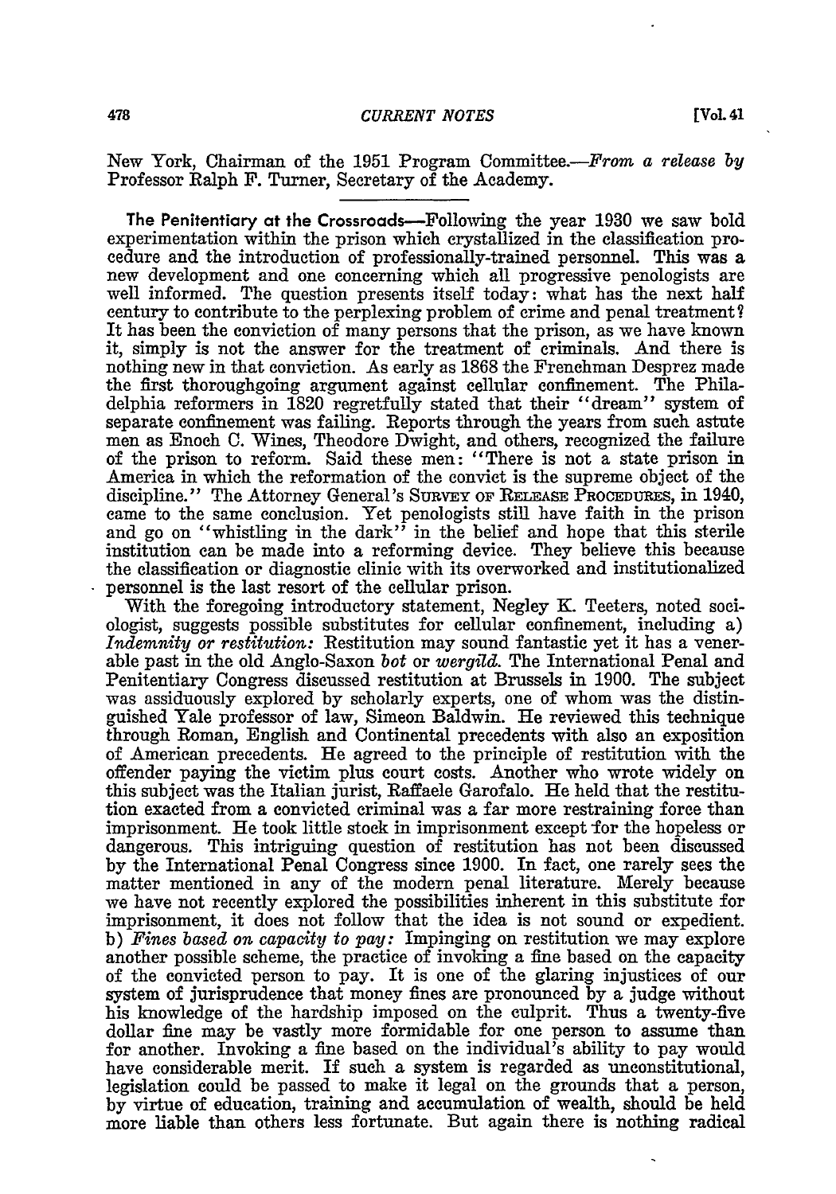New York, Chairman of the 1951 Program Committee.—*From a release by* Professor Ralph F. Turner, Secretary of the Academy.

---

**The Penitentiary at the Crossroads**—Following the year 1930 we saw bold experimentation within the prison which crystallized in the classification procedure and the introduction of professionally-trained personnel. This was a new development and one concerning which all progressive penologists are well informed. The question presents itself today: what has the next half century to contribute to the perplexing problem of crime and penal treatment? It has been the conviction of many persons that the prison, as we have known it, simply is not the answer for the treatment of criminals. And there is nothing new in that conviction. As early as 1868 the Frenchman Desprez made the first thoroughgoing argument against cellular confinement. The Philadelphia reformers in 1820 regretfully stated that their "dream" system of separate confinement was failing. Reports through the years from such astute men as Enoch C. Wines, Theodore Dwight, and others, recognized the failure of the prison to reform. Said these men: "There is not a state prison in America in which the reformation of the convict is the supreme object of the discipline." The Attorney General's SURVEY OF RELEASE PROCEDURES, in 1940, came to the same conclusion. Yet penologists still have faith in the prison and go on "whistling in the dark" in the belief and hope that this sterile institution can be made into a reforming device. They believe this because the classification or diagnostic clinic with its overworked and institutionalized personnel is the last resort of the cellular prison.

With the foregoing introductory statement, Negley K. Teeters, noted sociologist, suggests possible substitutes for cellular confinement, including a) *Indemnity or restitution:* Restitution may sound fantastic yet it has a venerable past in the old Anglo-Saxon *bot* or *wergild.* The International Penal and Penitentiary Congress discussed restitution at Brussels in 1900. The subject was assiduously explored by scholarly experts, one of whom was the distinguished Yale professor of law, Simeon Baldwin. He reviewed this technique through Roman, English and Continental precedents with also an exposition of American precedents. He agreed to the principle of restitution with the offender paying the victim plus court costs. Another who wrote widely on this subject was the Italian jurist, Raffaele Garofalo. He held that the restitution exacted from a convicted criminal was a far more restraining force than imprisonment. He took little stock in imprisonment except for the hopeless or dangerous. This intriguing question of restitution has not been discussed by the International Penal Congress since 1900. In fact, one rarely sees the matter mentioned in any of the modern penal literature. Merely because we have not recently explored the possibilities inherent in this substitute for imprisonment, it does not follow that the idea is not sound or expedient. b) *Fines based on capacity to pay:* Impinging on restitution we may explore another possible scheme, the practice of invoking a fine based on the capacity of the convicted person to pay. It is one of the glaring injustices of our system of jurisprudence that money fines are pronounced by a judge without his knowledge of the hardship imposed on the culprit. Thus a twenty-five dollar fine may be vastly more formidable for one person to assume than for another. Invoking a fine based on the individual's ability to pay would have considerable merit. If such a system is regarded as unconstitutional, legislation could be passed to make it legal on the grounds that a person, by virtue of education, training and accumulation of wealth, should be held more liable than others less fortunate. But again there is nothing radical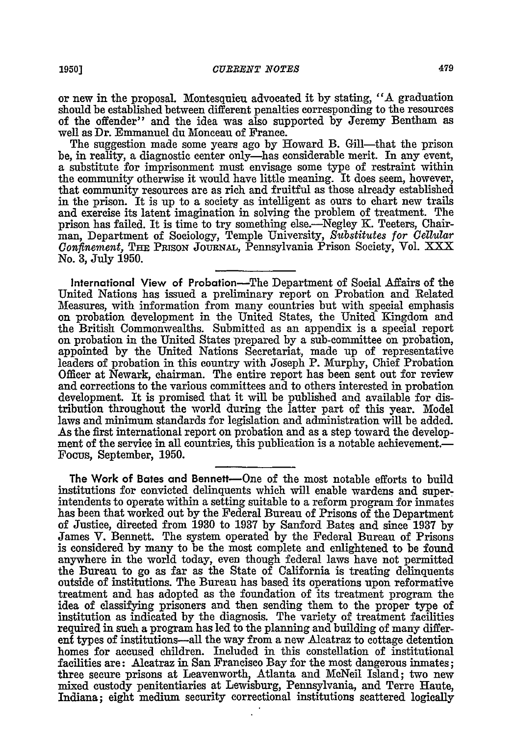or new in the proposal. Montesquieu advocated it by stating, "A graduation should be established between different penalties corresponding to the resources of the offender" and the idea was also supported by Jeremy Bentham as well as Dr. Emmanuel du Monceau of France.

The suggestion made some years ago by Howard B. Gill—that the prison be, in reality, a diagnostic center only—has considerable merit. In any event, a substitute for imprisonment must envisage some type of restraint within the community otherwise it would have little meaning. It does seem, however, that community resources are as rich and fruitful as those already established in the prison. It is up to a society as intelligent as ours to chart new trails and exercise its latent imagination in solving the problem of treatment. The prison has failed. It is time to try something else.—Negley K. Teeters, Chairman, Department of Sociology, Temple University, *Substitutes for Cellular Confinement*, The Prison Journal, Pennsylvania Prison Society, Vol. XXX No. 3, July 1950.

**International View of Probation**—The Department of Social Affairs of the United Nations has issued a preliminary report on Probation and Related Measures, with information from many countries but with special emphasis on probation development in the United States, the United Kingdom and the British Commonwealths. Submitted as an appendix is a special report on probation in the United States prepared by a sub-committee on probation, appointed by the United Nations Secretariat, made up of representative leaders of probation in this country with Joseph P. Murphy, Chief Probation Officer at Newark, chairman. The entire report has been sent out for review and corrections to the various committees and to others interested in probation development. It is promised that it will be published and available for distribution throughout the world during the latter part of this year. Model laws and minimum standards for legislation and administration will be added. As the first international report on probation and as a step toward the development of the service in all countries, this publication is a notable achievement.—Focus, September, 1950.

**The Work of Bates and Bennett**—One of the most notable efforts to build institutions for convicted delinquents which will enable wardens and superintendents to operate within a setting suitable to a reform program for inmates has been that worked out by the Federal Bureau of Prisons of the Department of Justice, directed from 1930 to 1937 by Sanford Bates and since 1937 by James V. Bennett. The system operated by the Federal Bureau of Prisons is considered by many to be the most complete and enlightened to be found anywhere in the world today, even though federal laws have not permitted the Bureau to go as far as the State of California is treating delinquents outside of institutions. The Bureau has based its operations upon reformative treatment and has adopted as the foundation of its treatment program the idea of classifying prisoners and then sending them to the proper type of institution as indicated by the diagnosis. The variety of treatment facilities required in such a program has led to the planning and building of many different types of institutions—all the way from a new Alcatraz to cottage detention homes for accused children. Included in this constellation of institutional facilities are: Alcatraz in San Francisco Bay for the most dangerous inmates; three secure prisons at Leavenworth, Atlanta and McNeil Island; two new mixed custody penitentiaries at Lewisburg, Pennsylvania, and Terre Haute, Indiana; eight medium security correctional institutions scattered logically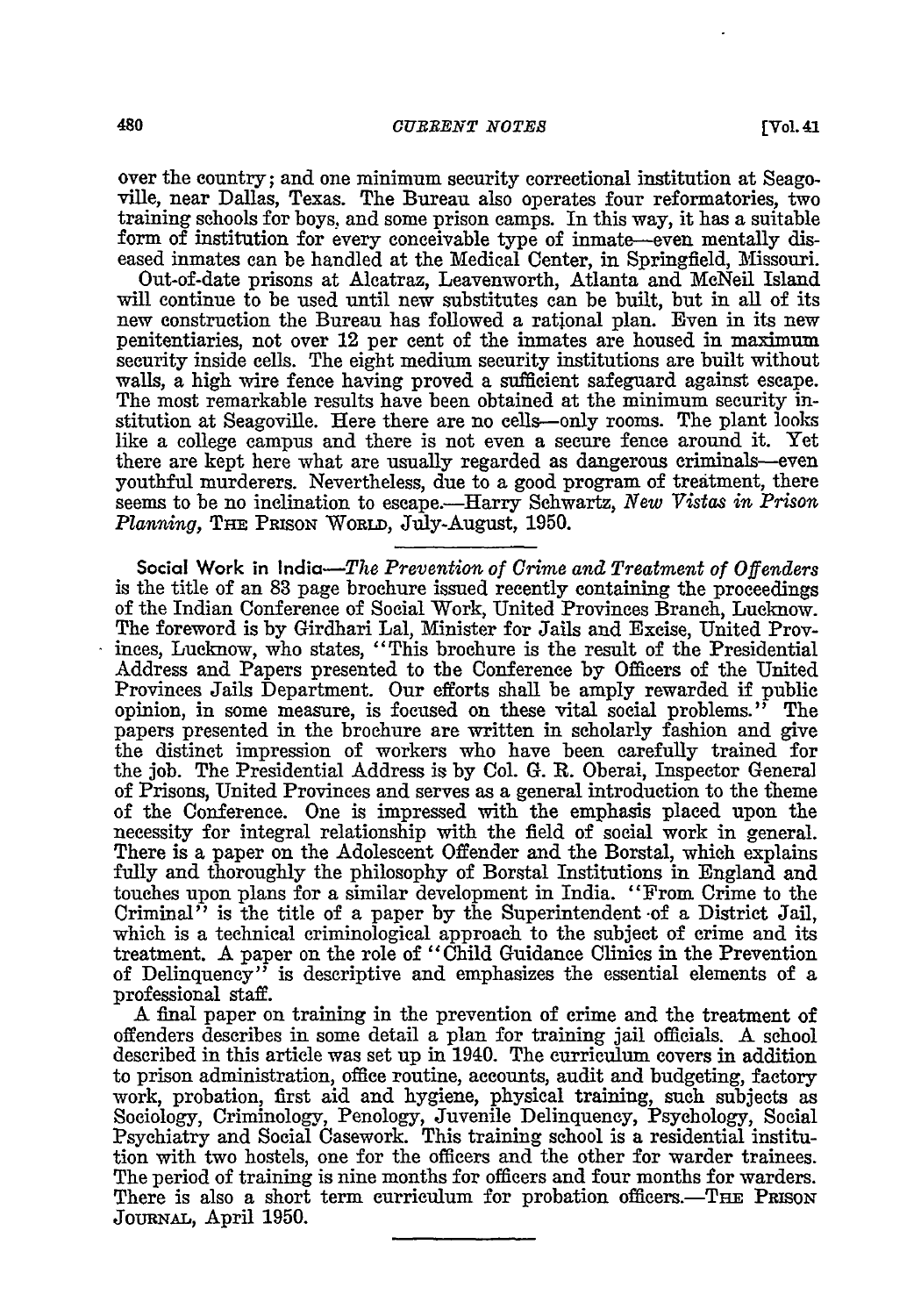over the country; and one minimum security correctional institution at Seagoville, near Dallas, Texas. The Bureau also operates four reformatories, two training schools for boys, and some prison camps. In this way, it has a suitable form of institution for every conceivable type of inmate—even mentally diseased inmates can be handled at the Medical Center, in Springfield, Missouri.

Out-of-date prisons at Alcatraz, Leavenworth, Atlanta and McNeil Island will continue to be used until new substitutes can be built, but in all of its new construction the Bureau has followed a rational plan. Even in its new penitentiaries, not over 12 per cent of the inmates are housed in maximum security inside cells. The eight medium security institutions are built without walls, a high wire fence having proved a sufficient safeguard against escape. The most remarkable results have been obtained at the minimum security institution at Seagoville. Here there are no cells—only rooms. The plant looks like a college campus and there is not even a secure fence around it. Yet there are kept here what are usually regarded as dangerous criminals—even youthful murderers. Nevertheless, due to a good program of treatment, there seems to be no inclination to escape.—Harry Schwartz, *New Vistas in Prison Planning,* THE PRISON WORLD, July-August, 1950.

---

**Social Work in India**—*The Prevention of Crime and Treatment of Offenders* is the title of an 83 page brochure issued recently containing the proceedings of the Indian Conference of Social Work, United Provinces Branch, Lucknow. The foreword is by Girdhari Lal, Minister for Jails and Excise, United Provinces, Lucknow, who states, "This brochure is the result of the Presidential Address and Papers presented to the Conference by Officers of the United Provinces Jails Department. Our efforts shall be amply rewarded if public opinion, in some measure, is focused on these vital social problems." The papers presented in the brochure are written in scholarly fashion and give the distinct impression of workers who have been carefully trained for the job. The Presidential Address is by Col. G. R. Oberai, Inspector General of Prisons, United Provinces and serves as a general introduction to the theme of the Conference. One is impressed with the emphasis placed upon the necessity for integral relationship with the field of social work in general. There is a paper on the Adolescent Offender and the Borstal, which explains fully and thoroughly the philosophy of Borstal Institutions in England and touches upon plans for a similar development in India. "From Crime to the Criminal" is the title of a paper by the Superintendent of a District Jail, which is a technical criminological approach to the subject of crime and its treatment. A paper on the role of "Child Guidance Clinics in the Prevention of Delinquency" is descriptive and emphasizes the essential elements of a professional staff.

A final paper on training in the prevention of crime and the treatment of offenders describes in some detail a plan for training jail officials. A school described in this article was set up in 1940. The curriculum covers in addition to prison administration, office routine, accounts, audit and budgeting, factory work, probation, first aid and hygiene, physical training, such subjects as Sociology, Criminology, Penology, Juvenile Delinquency, Psychology, Social Psychiatry and Social Casework. This training school is a residential institution with two hostels, one for the officers and the other for warder trainees. The period of training is nine months for officers and four months for warders. There is also a short term curriculum for probation officers.—THE PRISON JOURNAL, April 1950.

---